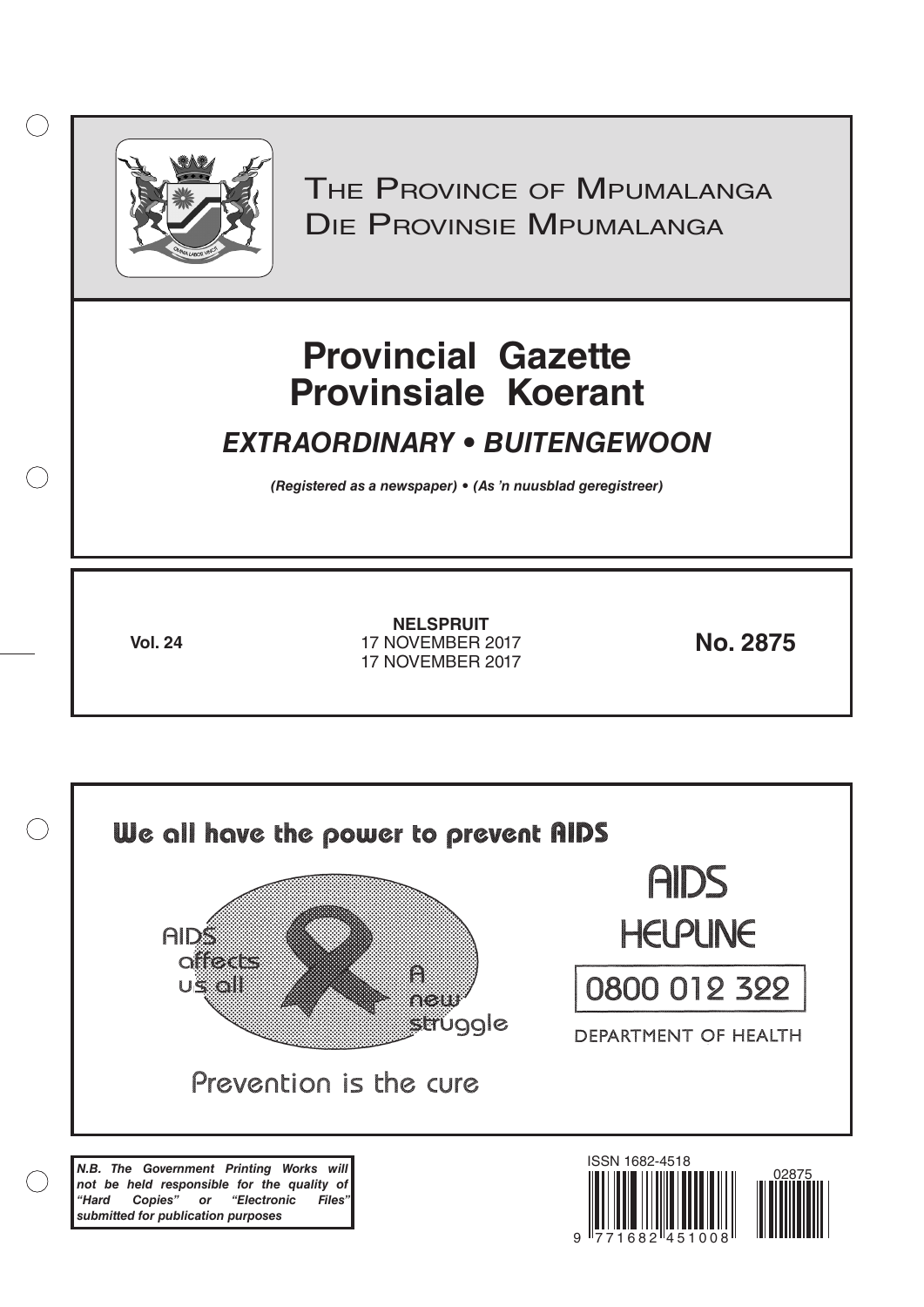# The Province of Mpumalanga
# Die Provinsie Mpumalanga

# Provincial Gazette
# Provinsiale Koerant

## *EXTRAORDINARY • BUITENGEWOON*

***(Registered as a newspaper) • (As 'n nuusblad geregistreer)***

**Vol. 24**

**NELSPRUIT**
17 NOVEMBER 2017
17 NOVEMBER 2017

**No. 2875**

**We all have the power to prevent AIDS**

AIDS affects us all

A new struggle

Prevention is the cure

AIDS HELPLINE

0800 012 322

DEPARTMENT OF HEALTH

***N.B. The Government Printing Works will not be held responsible for the quality of "Hard Copies" or "Electronic Files" submitted for publication purposes***

ISSN 1682-4518

02875

9 771682 451008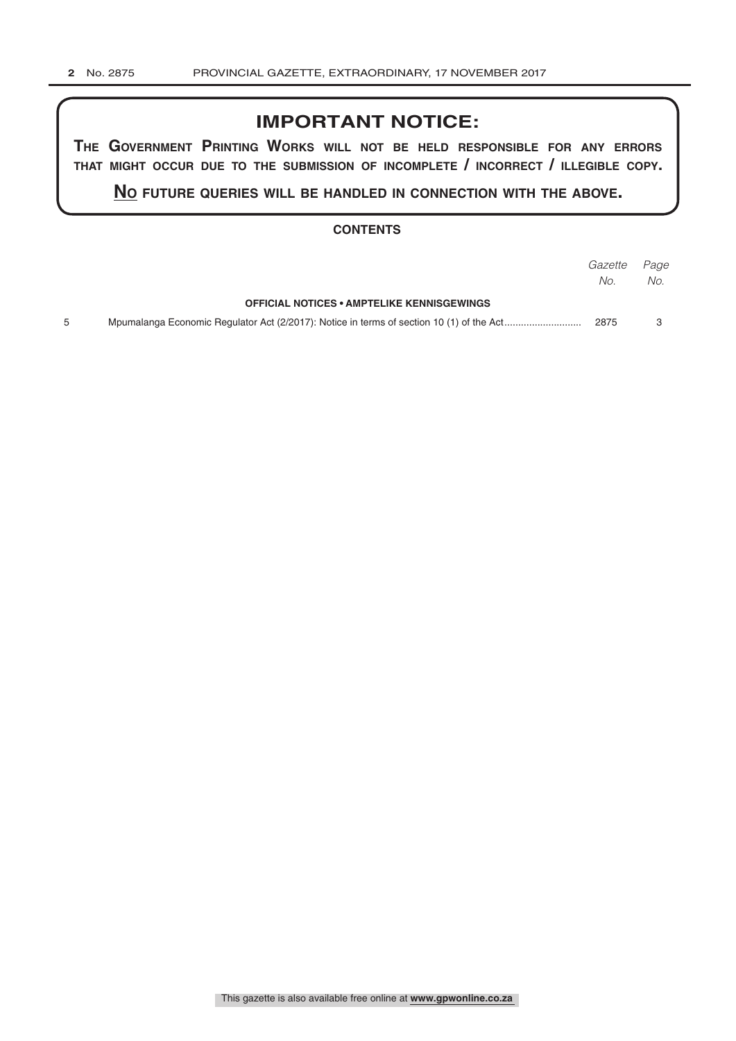## IMPORTANT NOTICE:

**THE GOVERNMENT PRINTING WORKS WILL NOT BE HELD RESPONSIBLE FOR ANY ERRORS THAT MIGHT OCCUR DUE TO THE SUBMISSION OF INCOMPLETE / INCORRECT / ILLEGIBLE COPY.**

**NO FUTURE QUERIES WILL BE HANDLED IN CONNECTION WITH THE ABOVE.**

### CONTENTS

| | | *Gazette No.* | *Page No.* |
|---|---|---|---|
| | **OFFICIAL NOTICES • AMPTELIKE KENNISGEWINGS** | | |
| 5 | Mpumalanga Economic Regulator Act (2/2017): Notice in terms of section 10 (1) of the Act........................... | 2875 | 3 |

This gazette is also available free online at **www.gpwonline.co.za**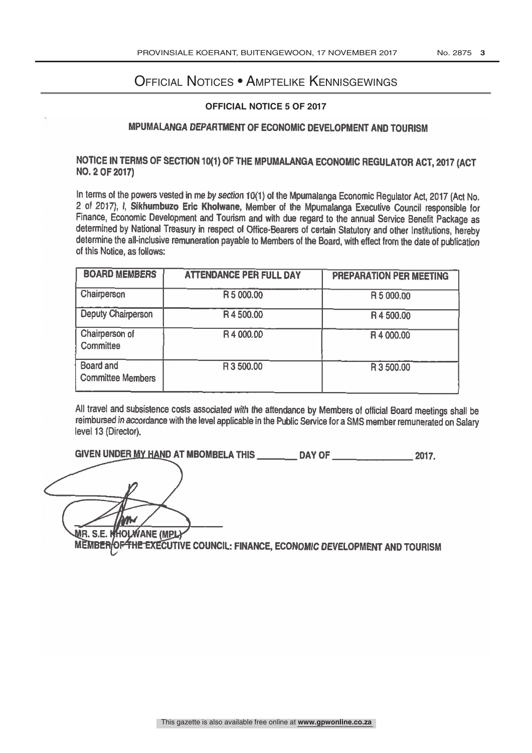# Official Notices • Amptelike Kennisgewings

**OFFICIAL NOTICE 5 OF 2017**

## MPUMALANGA DEPARTMENT OF ECONOMIC DEVELOPMENT AND TOURISM

### NOTICE IN TERMS OF SECTION 10(1) OF THE MPUMALANGA ECONOMIC REGULATOR ACT, 2017 (ACT NO. 2 OF 2017)

In terms of the powers vested in me by section 10(1) of the Mpumalanga Economic Regulator Act, 2017 (Act No. 2 of 2017), I, **Sikhumbuzo Eric Kholwane**, Member of the Mpumalanga Executive Council responsible for Finance, Economic Development and Tourism and with due regard to the annual Service Benefit Package as determined by National Treasury in respect of Office-Bearers of certain Statutory and other Institutions, hereby determine the all-inclusive remuneration payable to Members of the Board, with effect from the date of publication of this Notice, as follows:

| BOARD MEMBERS | ATTENDANCE PER FULL DAY | PREPARATION PER MEETING |
|---|---|---|
| Chairperson | R 5 000.00 | R 5 000.00 |
| Deputy Chairperson | R 4 500.00 | R 4 500.00 |
| Chairperson of Committee | R 4 000.00 | R 4 000.00 |
| Board and Committee Members | R 3 500.00 | R 3 500.00 |

All travel and subsistence costs associated with the attendance by Members of official Board meetings shall be reimbursed in accordance with the level applicable in the Public Service for a SMS member remunerated on Salary level 13 (Director).

**GIVEN UNDER MY HAND AT MBOMBELA THIS \_\_\_\_\_\_\_\_ DAY OF \_\_\_\_\_\_\_\_\_\_\_\_\_\_\_\_ 2017.**

**MR. S.E. KHOLWANE (MPL)**
**MEMBER OF THE EXECUTIVE COUNCIL: FINANCE, ECONOMIC DEVELOPMENT AND TOURISM**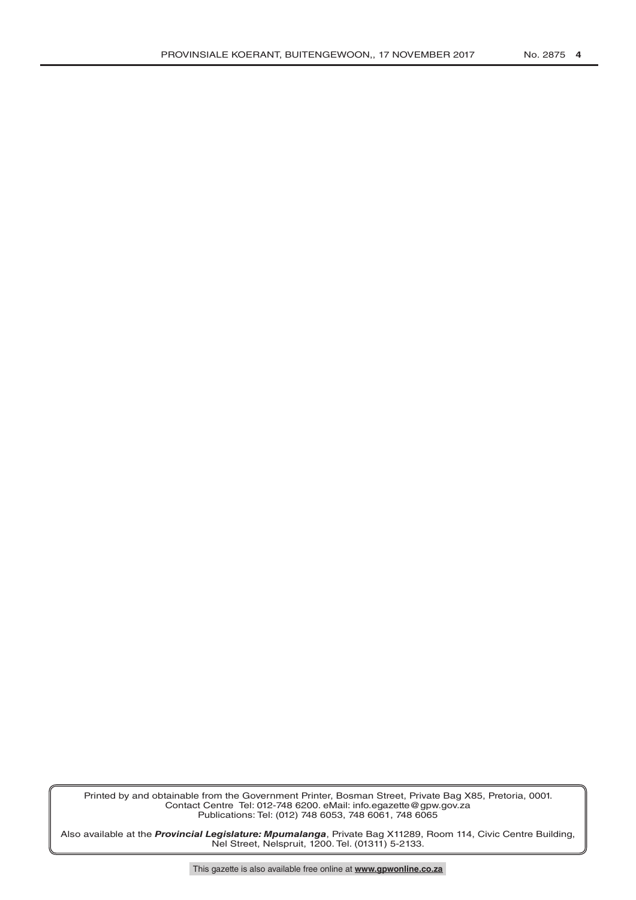Printed by and obtainable from the Government Printer, Bosman Street, Private Bag X85, Pretoria, 0001.
Contact Centre Tel: 012-748 6200. eMail: info.egazette@gpw.gov.za
Publications: Tel: (012) 748 6053, 748 6061, 748 6065

Also available at the ***Provincial Legislature: Mpumalanga***, Private Bag X11289, Room 114, Civic Centre Building, Nel Street, Nelspruit, 1200. Tel. (01311) 5-2133.

This gazette is also available free online at **www.gpwonline.co.za**